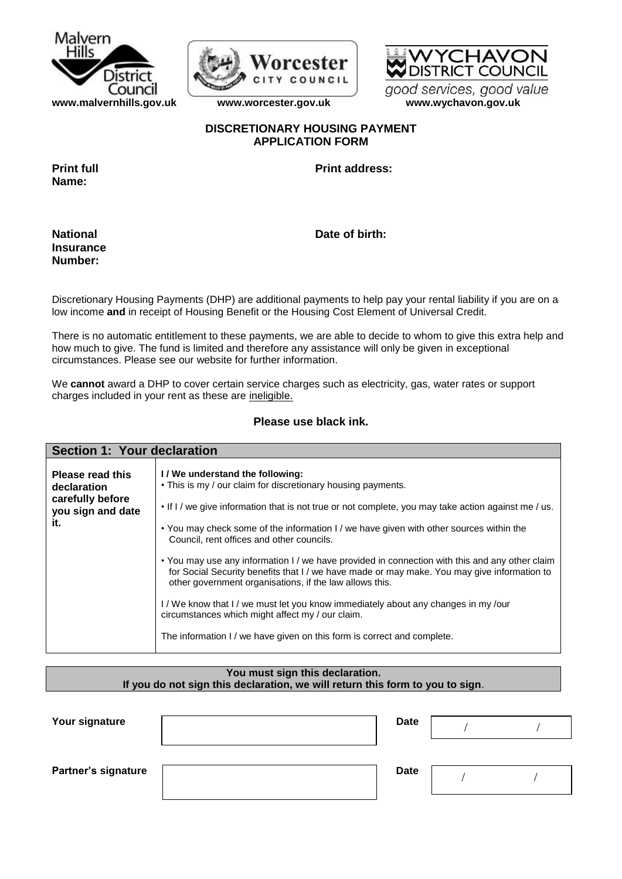Malvern Hills District Council | Worcester City Council | Wychavon District Council – good services, good value

www.malvernhills.gov.uk | www.worcester.gov.uk | www.wychavon.gov.uk

# DISCRETIONARY HOUSING PAYMENT APPLICATION FORM

**Print full Name:**

**Print address:**

**National Insurance Number:**

**Date of birth:**

Discretionary Housing Payments (DHP) are additional payments to help pay your rental liability if you are on a low income **and** in receipt of Housing Benefit or the Housing Cost Element of Universal Credit.

There is no automatic entitlement to these payments, we are able to decide to whom to give this extra help and how much to give. The fund is limited and therefore any assistance will only be given in exceptional circumstances. Please see our website for further information.

We **cannot** award a DHP to cover certain service charges such as electricity, gas, water rates or support charges included in your rent as these are ineligible.

**Please use black ink.**

## Section 1: Your declaration

| | |
|---|---|
| **Please read this declaration carefully before you sign and date it.** | **I / We understand the following:**<br>• This is my / our claim for discretionary housing payments.<br>• If I / we give information that is not true or not complete, you may take action against me / us.<br>• You may check some of the information I / we have given with other sources within the Council, rent offices and other councils.<br>• You may use any information I / we have provided in connection with this and any other claim for Social Security benefits that I / we have made or may make. You may give information to other government organisations, if the law allows this.<br>I / We know that I / we must let you know immediately about any changes in my /our circumstances which might affect my / our claim.<br>The information I / we have given on this form is correct and complete. |

**You must sign this declaration.**
**If you do not sign this declaration, we will return this form to you to sign**.

| | | | |
|---|---|---|---|
| **Your signature** | | **Date** | / / |
| **Partner's signature** | | **Date** | / / |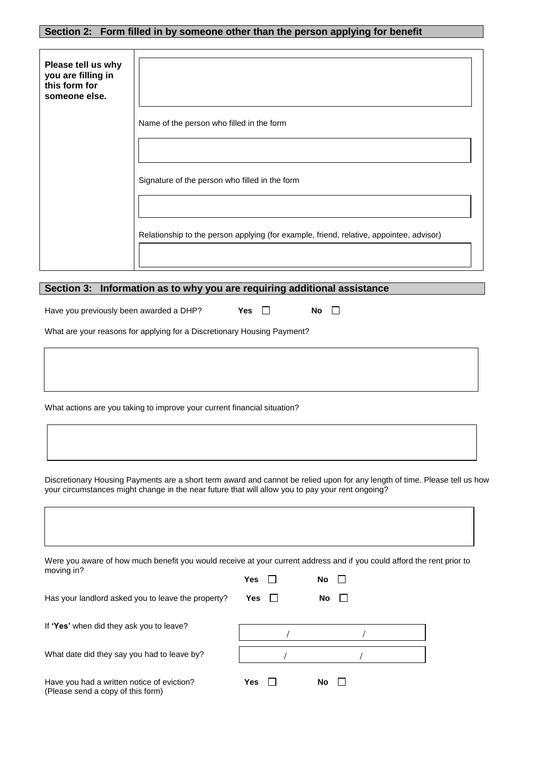## Section 2: Form filled in by someone other than the person applying for benefit

| | |
|---|---|
| **Please tell us why you are filling in this form for someone else.** | |
| | Name of the person who filled in the form |
| | |
| | Signature of the person who filled in the form |
| | |
| | Relationship to the person applying (for example, friend, relative, appointee, advisor) |
| | |

## Section 3: Information as to why you are requiring additional assistance

Have you previously been awarded a DHP? **Yes** ☐ **No** ☐

What are your reasons for applying for a Discretionary Housing Payment?

What actions are you taking to improve your current financial situation?

Discretionary Housing Payments are a short term award and cannot be relied upon for any length of time. Please tell us how your circumstances might change in the near future that will allow you to pay your rent ongoing?

Were you aware of how much benefit you would receive at your current address and if you could afford the rent prior to moving in? **Yes** ☐ **No** ☐

Has your landlord asked you to leave the property? **Yes** ☐ **No** ☐

If **'Yes'** when did they ask you to leave? / /

What date did they say you had to leave by? / /

Have you had a written notice of eviction? (Please send a copy of this form) **Yes** ☐ **No** ☐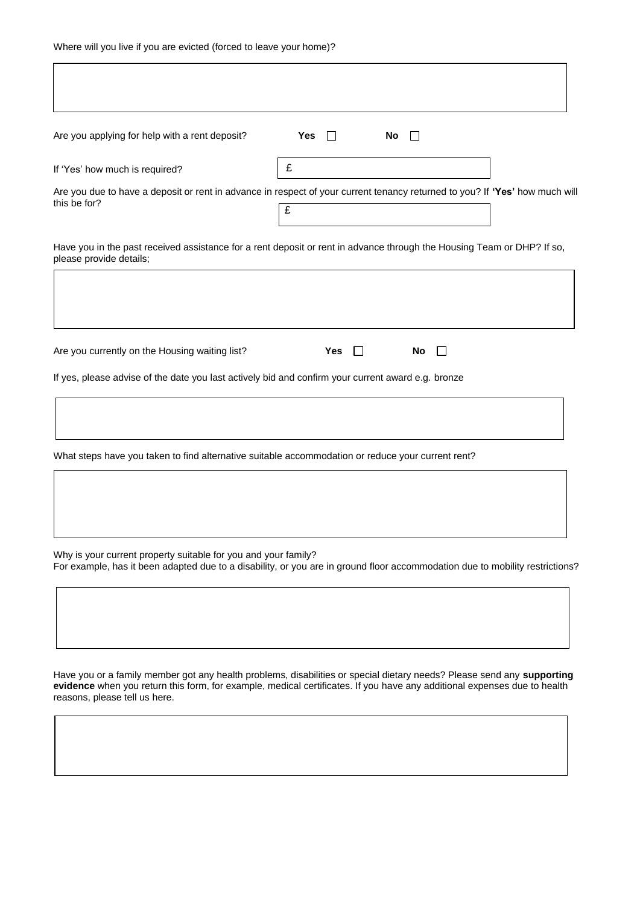Where will you live if you are evicted (forced to leave your home)?

Are you applying for help with a rent deposit? **Yes** ☐ **No** ☐

If 'Yes' how much is required? £

Are you due to have a deposit or rent in advance in respect of your current tenancy returned to you? If **'Yes'** how much will this be for? £

Have you in the past received assistance for a rent deposit or rent in advance through the Housing Team or DHP? If so, please provide details;

Are you currently on the Housing waiting list? **Yes** ☐ **No** ☐

If yes, please advise of the date you last actively bid and confirm your current award e.g. bronze

What steps have you taken to find alternative suitable accommodation or reduce your current rent?

Why is your current property suitable for you and your family?
For example, has it been adapted due to a disability, or you are in ground floor accommodation due to mobility restrictions?

Have you or a family member got any health problems, disabilities or special dietary needs? Please send any **supporting evidence** when you return this form, for example, medical certificates. If you have any additional expenses due to health reasons, please tell us here.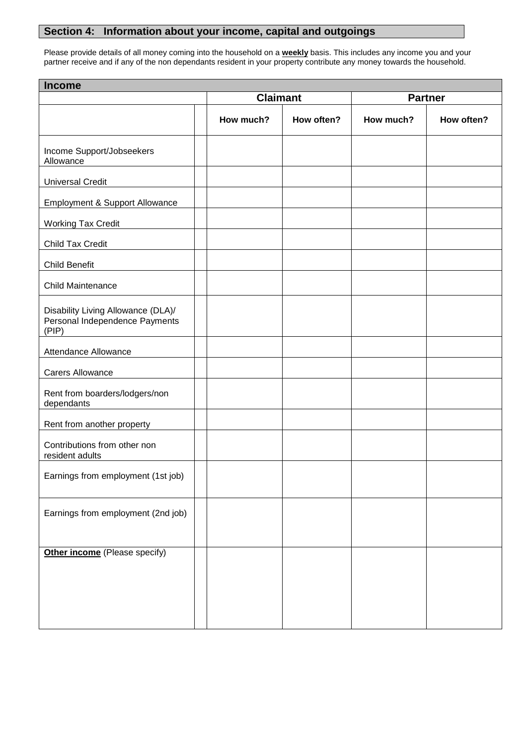## Section 4: Information about your income, capital and outgoings

Please provide details of all money coming into the household on a **weekly** basis. This includes any income you and your partner receive and if any of the non dependants resident in your property contribute any money towards the household.

| **Income** | | | | | |
|---|---|---|---|---|---|
| | | **Claimant** | | **Partner** | |
| | | **How much?** | **How often?** | **How much?** | **How often?** |
| Income Support/Jobseekers Allowance | | | | | |
| Universal Credit | | | | | |
| Employment & Support Allowance | | | | | |
| Working Tax Credit | | | | | |
| Child Tax Credit | | | | | |
| Child Benefit | | | | | |
| Child Maintenance | | | | | |
| Disability Living Allowance (DLA)/ Personal Independence Payments (PIP) | | | | | |
| Attendance Allowance | | | | | |
| Carers Allowance | | | | | |
| Rent from boarders/lodgers/non dependants | | | | | |
| Rent from another property | | | | | |
| Contributions from other non resident adults | | | | | |
| Earnings from employment (1st job) | | | | | |
| Earnings from employment (2nd job) | | | | | |
| **Other income** (Please specify) | | | | | |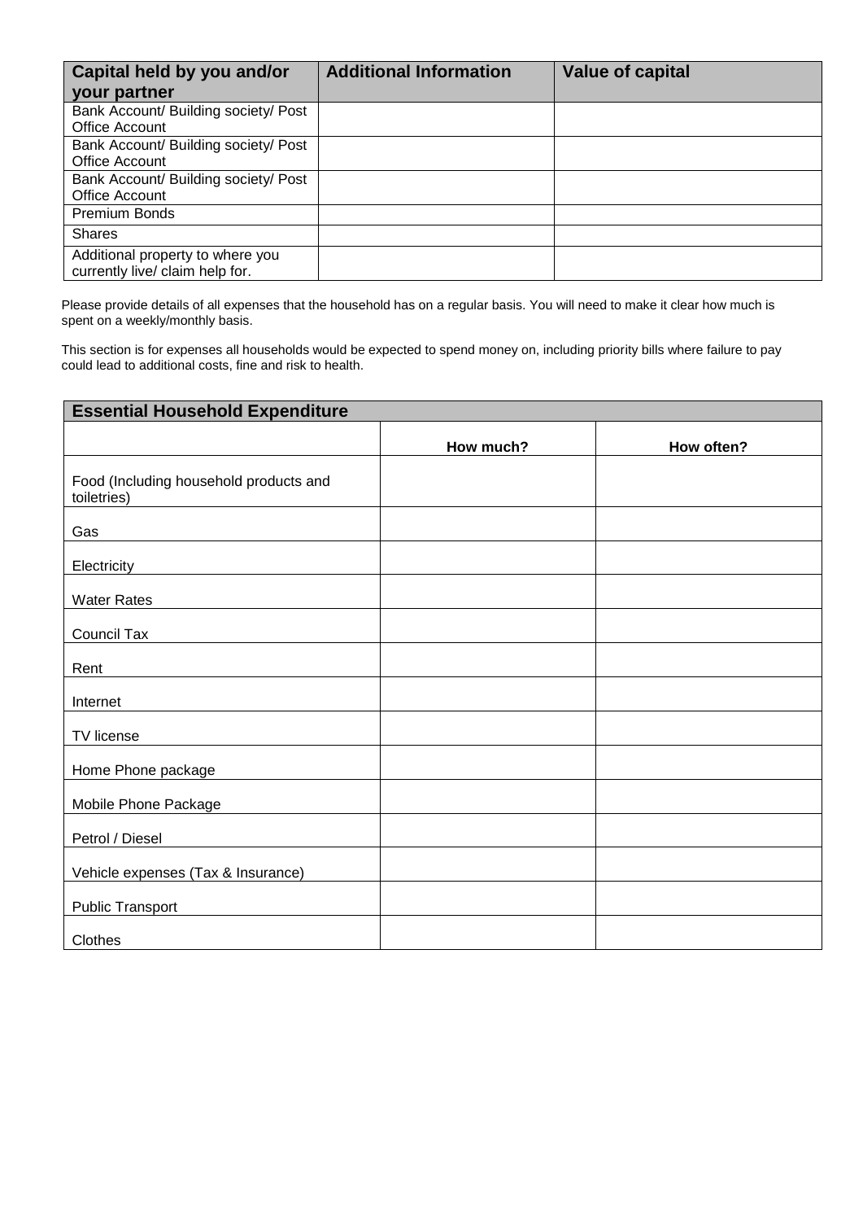| Capital held by you and/or your partner | Additional Information | Value of capital |
|---|---|---|
| Bank Account/ Building society/ Post Office Account | | |
| Bank Account/ Building society/ Post Office Account | | |
| Bank Account/ Building society/ Post Office Account | | |
| Premium Bonds | | |
| Shares | | |
| Additional property to where you currently live/ claim help for. | | |

Please provide details of all expenses that the household has on a regular basis. You will need to make it clear how much is spent on a weekly/monthly basis.

This section is for expenses all households would be expected to spend money on, including priority bills where failure to pay could lead to additional costs, fine and risk to health.

| Essential Household Expenditure | | |
|---|---|---|
| | **How much?** | **How often?** |
| Food (Including household products and toiletries) | | |
| Gas | | |
| Electricity | | |
| Water Rates | | |
| Council Tax | | |
| Rent | | |
| Internet | | |
| TV license | | |
| Home Phone package | | |
| Mobile Phone Package | | |
| Petrol / Diesel | | |
| Vehicle expenses (Tax & Insurance) | | |
| Public Transport | | |
| Clothes | | |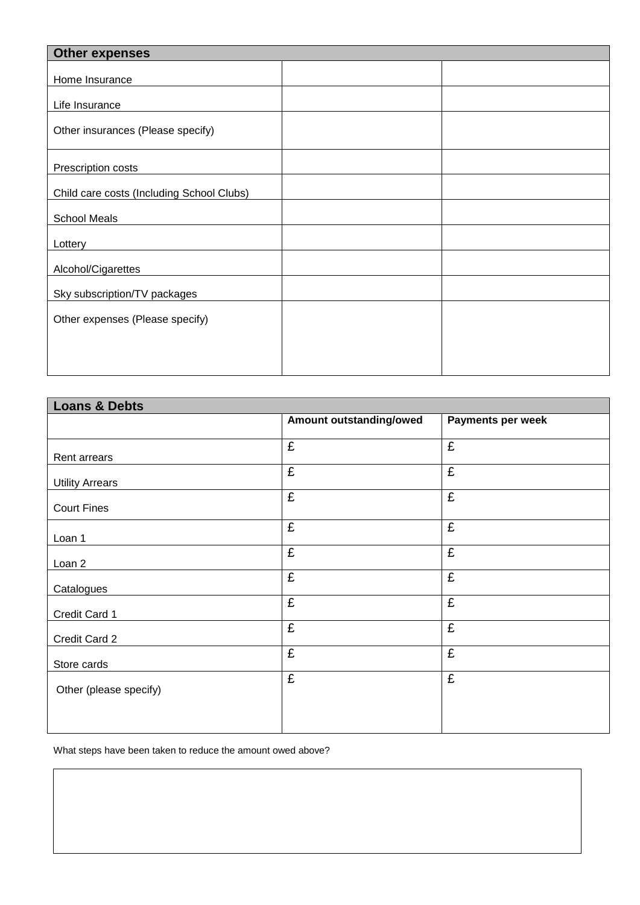| Other expenses | | |
|---|---|---|
| Home Insurance | | |
| Life Insurance | | |
| Other insurances (Please specify) | | |
| Prescription costs | | |
| Child care costs (Including School Clubs) | | |
| School Meals | | |
| Lottery | | |
| Alcohol/Cigarettes | | |
| Sky subscription/TV packages | | |
| Other expenses (Please specify) | | |

| Loans & Debts | | |
|---|---|---|
| | **Amount outstanding/owed** | **Payments per week** |
| Rent arrears | £ | £ |
| Utility Arrears | £ | £ |
| Court Fines | £ | £ |
| Loan 1 | £ | £ |
| Loan 2 | £ | £ |
| Catalogues | £ | £ |
| Credit Card 1 | £ | £ |
| Credit Card 2 | £ | £ |
| Store cards | £ | £ |
| Other (please specify) | £ | £ |

What steps have been taken to reduce the amount owed above?

| |
|---|
| |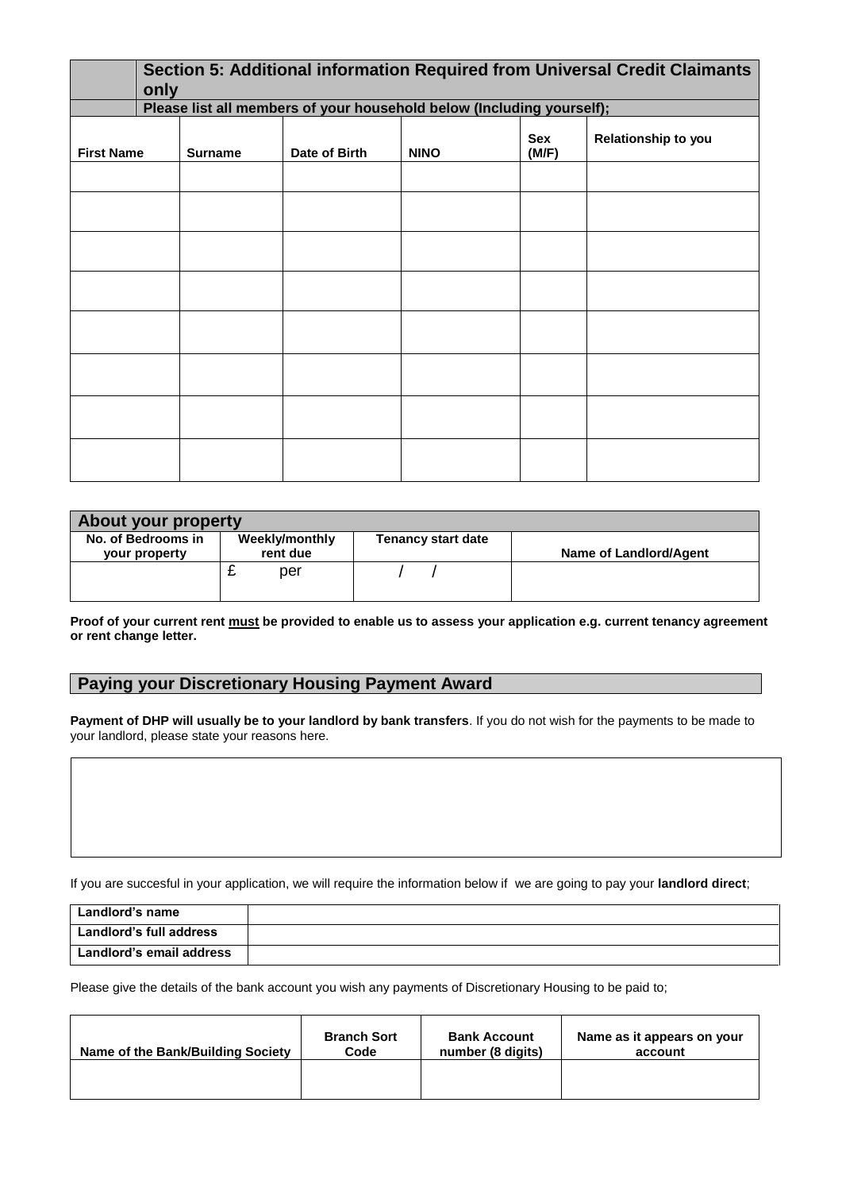## Section 5: Additional information Required from Universal Credit Claimants only

**Please list all members of your household below (Including yourself);**

| First Name | Surname | Date of Birth | NINO | Sex (M/F) | Relationship to you |
|---|---|---|---|---|---|
| | | | | | |
| | | | | | |
| | | | | | |
| | | | | | |
| | | | | | |
| | | | | | |
| | | | | | |
| | | | | | |

## About your property

| No. of Bedrooms in your property | Weekly/monthly rent due | Tenancy start date | Name of Landlord/Agent |
|---|---|---|---|
| | £ per | / / | |

**Proof of your current rent must be provided to enable us to assess your application e.g. current tenancy agreement or rent change letter.**

## Paying your Discretionary Housing Payment Award

**Payment of DHP will usually be to your landlord by bank transfers**. If you do not wish for the payments to be made to your landlord, please state your reasons here.

| |
|---|
| |

If you are succesful in your application, we will require the information below if we are going to pay your **landlord direct**;

| | |
|---|---|
| **Landlord's name** | |
| **Landlord's full address** | |
| **Landlord's email address** | |

Please give the details of the bank account you wish any payments of Discretionary Housing to be paid to;

| Name of the Bank/Building Society | Branch Sort Code | Bank Account number (8 digits) | Name as it appears on your account |
|---|---|---|---|
| | | | |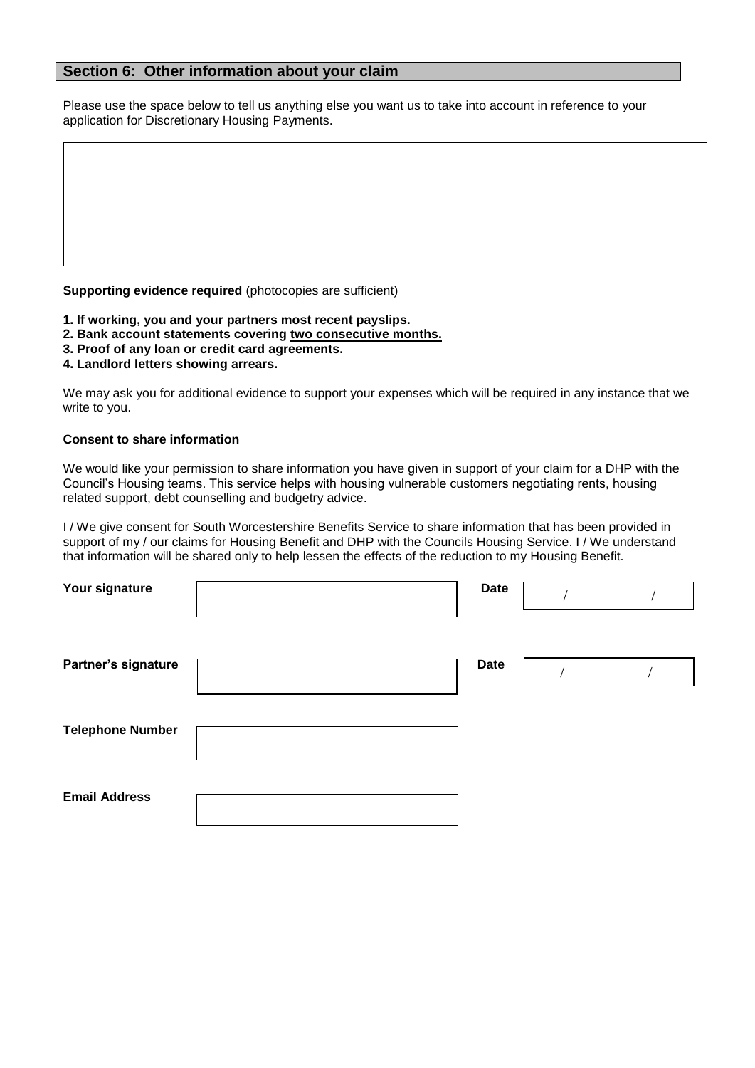## Section 6: Other information about your claim

Please use the space below to tell us anything else you want us to take into account in reference to your application for Discretionary Housing Payments.

|  |
|---|
|  |

**Supporting evidence required** (photocopies are sufficient)

**1. If working, you and your partners most recent payslips.**
**2. Bank account statements covering <u>two consecutive months.</u>**
**3. Proof of any loan or credit card agreements.**
**4. Landlord letters showing arrears.**

We may ask you for additional evidence to support your expenses which will be required in any instance that we write to you.

**Consent to share information**

We would like your permission to share information you have given in support of your claim for a DHP with the Council's Housing teams. This service helps with housing vulnerable customers negotiating rents, housing related support, debt counselling and budgetry advice.

I / We give consent for South Worcestershire Benefits Service to share information that has been provided in support of my / our claims for Housing Benefit and DHP with the Councils Housing Service. I / We understand that information will be shared only to help lessen the effects of the reduction to my Housing Benefit.

| | | | |
|---|---|---|---|
| **Your signature** | | **Date** | / / |
| **Partner's signature** | | **Date** | / / |
| **Telephone Number** | | | |
| **Email Address** | | | |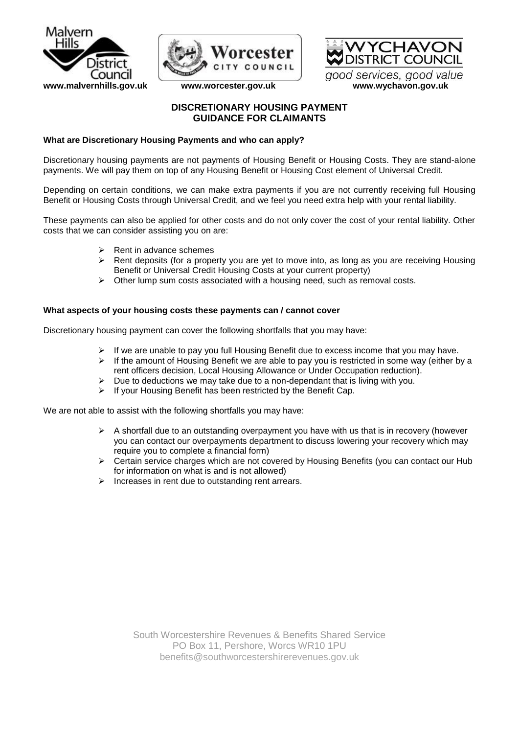www.malvernhills.gov.uk www.worcester.gov.uk www.wychavon.gov.uk

## DISCRETIONARY HOUSING PAYMENT GUIDANCE FOR CLAIMANTS

**What are Discretionary Housing Payments and who can apply?**

Discretionary housing payments are not payments of Housing Benefit or Housing Costs. They are stand-alone payments. We will pay them on top of any Housing Benefit or Housing Cost element of Universal Credit.

Depending on certain conditions, we can make extra payments if you are not currently receiving full Housing Benefit or Housing Costs through Universal Credit, and we feel you need extra help with your rental liability.

These payments can also be applied for other costs and do not only cover the cost of your rental liability. Other costs that we can consider assisting you on are:

- Rent in advance schemes
- Rent deposits (for a property you are yet to move into, as long as you are receiving Housing Benefit or Universal Credit Housing Costs at your current property)
- Other lump sum costs associated with a housing need, such as removal costs.

**What aspects of your housing costs these payments can / cannot cover**

Discretionary housing payment can cover the following shortfalls that you may have:

- If we are unable to pay you full Housing Benefit due to excess income that you may have.
- If the amount of Housing Benefit we are able to pay you is restricted in some way (either by a rent officers decision, Local Housing Allowance or Under Occupation reduction).
- Due to deductions we may take due to a non-dependant that is living with you.
- If your Housing Benefit has been restricted by the Benefit Cap.

We are not able to assist with the following shortfalls you may have:

- A shortfall due to an outstanding overpayment you have with us that is in recovery (however you can contact our overpayments department to discuss lowering your recovery which may require you to complete a financial form)
- Certain service charges which are not covered by Housing Benefits (you can contact our Hub for information on what is and is not allowed)
- Increases in rent due to outstanding rent arrears.

South Worcestershire Revenues & Benefits Shared Service
PO Box 11, Pershore, Worcs WR10 1PU
benefits@southworcestershirerevenues.gov.uk